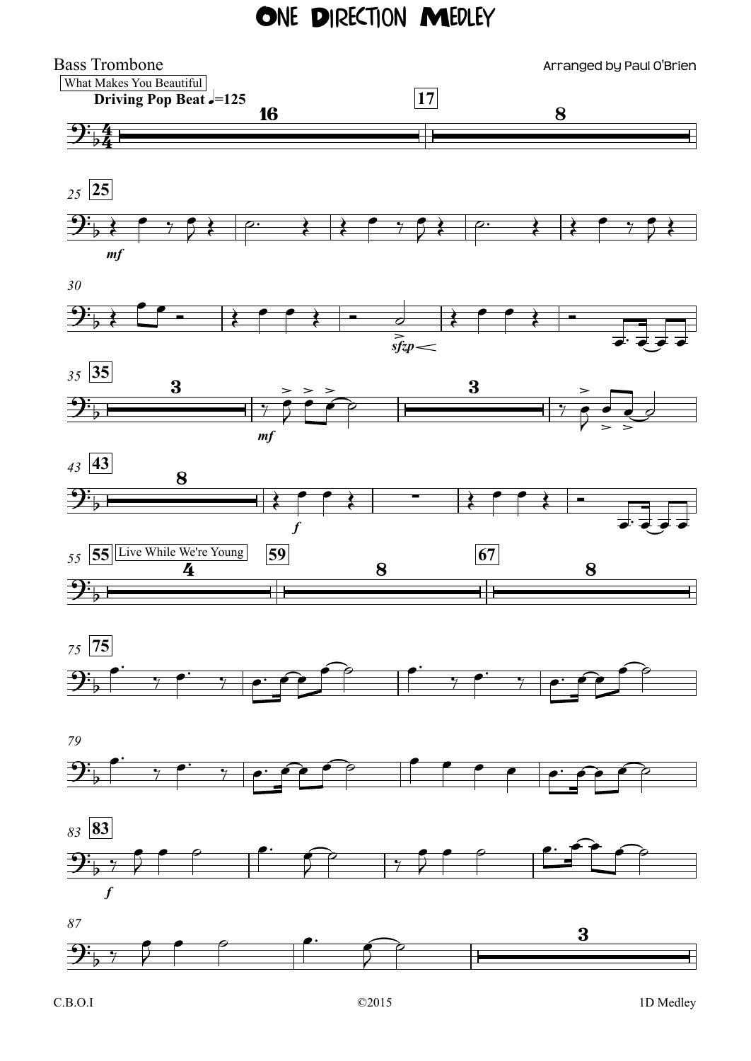# One Direction Medley

Bass Trombone

Arranged by Paul O'Brien

What Makes You Beautiful

**Driving Pop Beat** ♩=125

Live While We're Young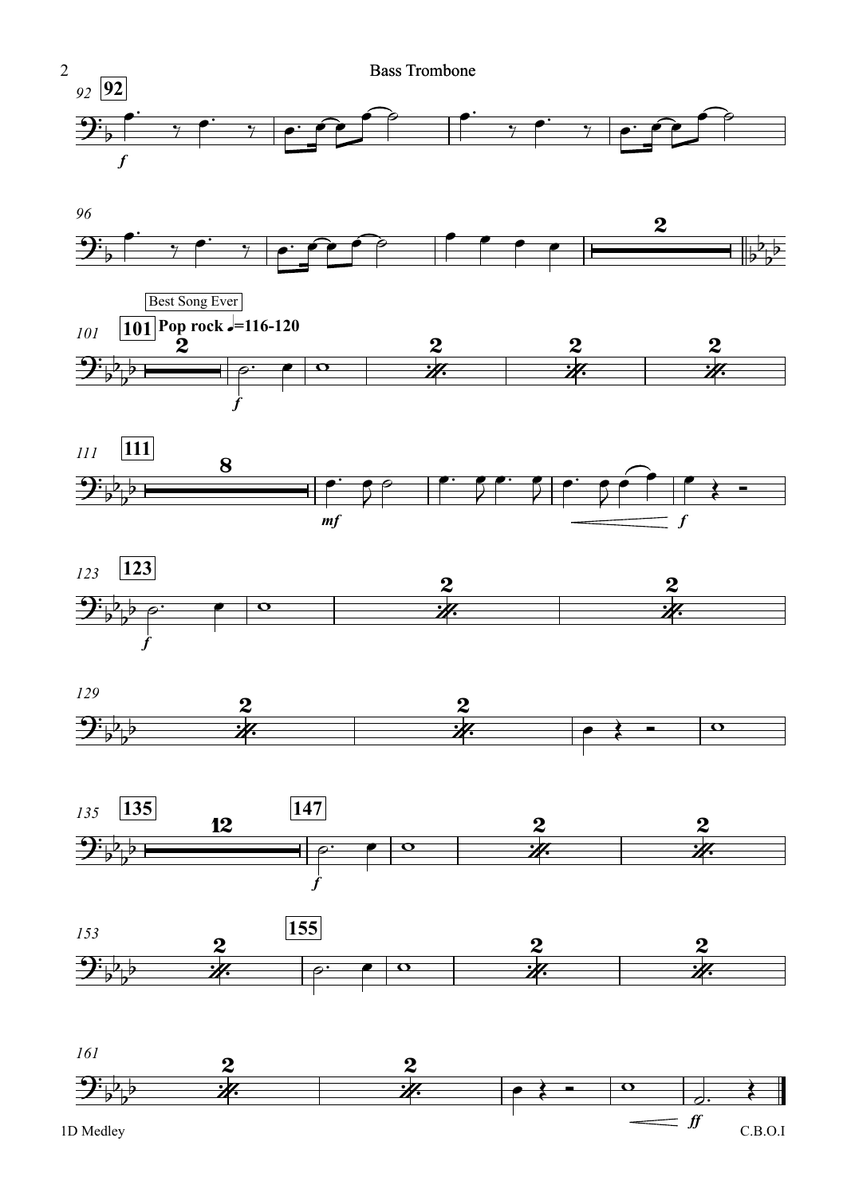Best Song Ever

**Pop rock** ♩=116-120